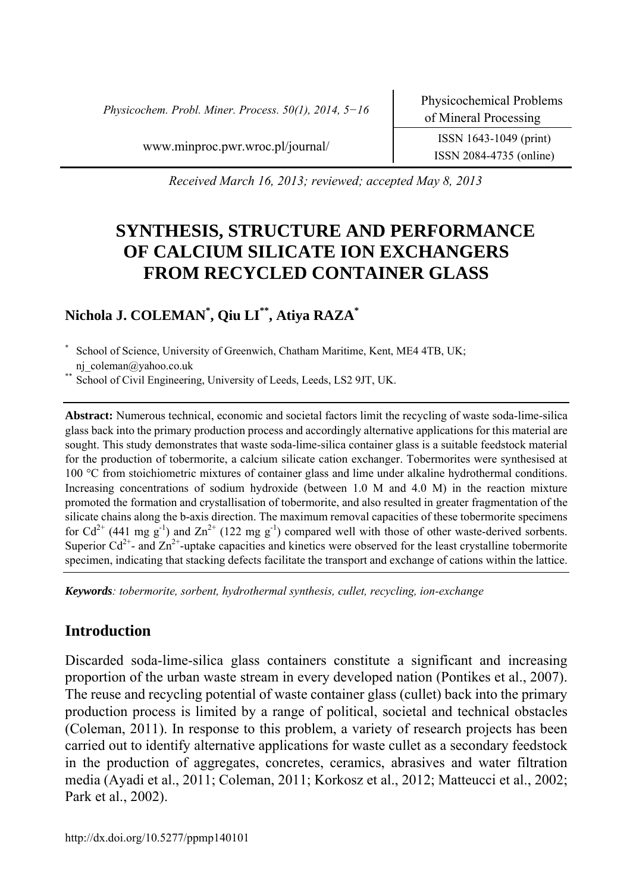Received March 16, 2013; reviewed; accepted May 8, 2013

# SYNTHESIS, STRUCTURE AND PERFORMANCE OF CALCIUM SILICATE ION EXCHANGERS FROM RECYCLED CONTAINER GLASS

**Nichola J. COLEMAN[*], Qiu LI[**], Atiya RAZA[*]**

[*] School of Science, University of Greenwich, Chatham Maritime, Kent, ME4 4TB, UK; nj_coleman@yahoo.co.uk

[**] School of Civil Engineering, University of Leeds, Leeds, LS2 9JT, UK.

**Abstract:** Numerous technical, economic and societal factors limit the recycling of waste soda-lime-silica glass back into the primary production process and accordingly alternative applications for this material are sought. This study demonstrates that waste soda-lime-silica container glass is a suitable feedstock material for the production of tobermorite, a calcium silicate cation exchanger. Tobermorites were synthesised at 100 °C from stoichiometric mixtures of container glass and lime under alkaline hydrothermal conditions. Increasing concentrations of sodium hydroxide (between 1.0 M and 4.0 M) in the reaction mixture promoted the formation and crystallisation of tobermorite, and also resulted in greater fragmentation of the silicate chains along the b-axis direction. The maximum removal capacities of these tobermorite specimens for $Cd^{2+}$ (441 mg $g^{-1}$) and $Zn^{2+}$ (122 mg $g^{-1}$) compared well with those of other waste-derived sorbents. Superior $Cd^{2+}$- and $Zn^{2+}$-uptake capacities and kinetics were observed for the least crystalline tobermorite specimen, indicating that stacking defects facilitate the transport and exchange of cations within the lattice.

***Keywords**: tobermorite, sorbent, hydrothermal synthesis, cullet, recycling, ion-exchange*

## Introduction

Discarded soda-lime-silica glass containers constitute a significant and increasing proportion of the urban waste stream in every developed nation (Pontikes et al., 2007). The reuse and recycling potential of waste container glass (cullet) back into the primary production process is limited by a range of political, societal and technical obstacles (Coleman, 2011). In response to this problem, a variety of research projects has been carried out to identify alternative applications for waste cullet as a secondary feedstock in the production of aggregates, concretes, ceramics, abrasives and water filtration media (Ayadi et al., 2011; Coleman, 2011; Korkosz et al., 2012; Matteucci et al., 2002; Park et al., 2002).

http://dx.doi.org/10.5277/ppmp140101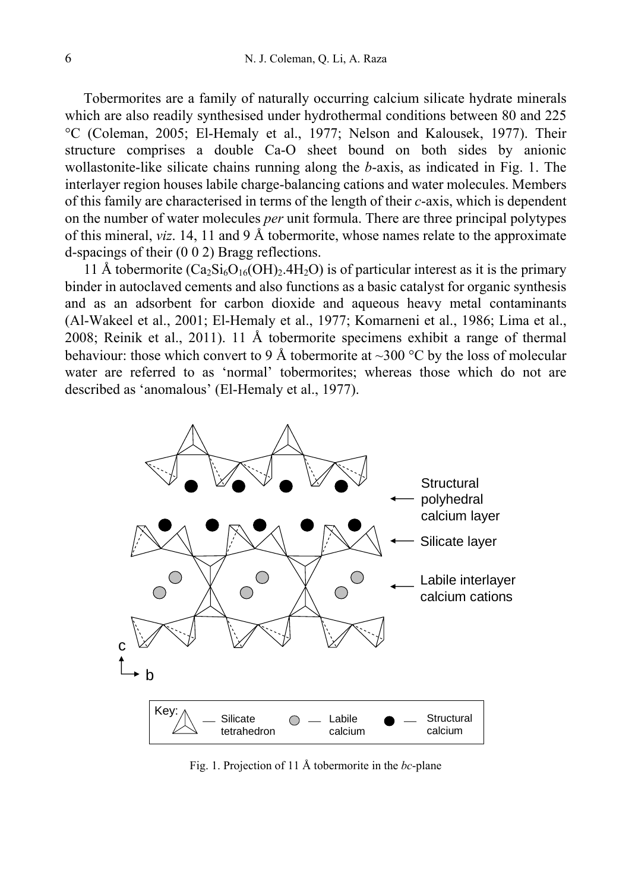Tobermorites are a family of naturally occurring calcium silicate hydrate minerals which are also readily synthesised under hydrothermal conditions between 80 and 225 °C (Coleman, 2005; El-Hemaly et al., 1977; Nelson and Kalousek, 1977). Their structure comprises a double Ca-O sheet bound on both sides by anionic wollastonite-like silicate chains running along the *b*-axis, as indicated in Fig. 1. The interlayer region houses labile charge-balancing cations and water molecules. Members of this family are characterised in terms of the length of their *c*-axis, which is dependent on the number of water molecules *per* unit formula. There are three principal polytypes of this mineral, *viz*. 14, 11 and 9 Å tobermorite, whose names relate to the approximate d-spacings of their (0 0 2) Bragg reflections.

11 Å tobermorite ($Ca_2Si_6O_{16}(OH)_2.4H_2O$) is of particular interest as it is the primary binder in autoclaved cements and also functions as a basic catalyst for organic synthesis and as an adsorbent for carbon dioxide and aqueous heavy metal contaminants (Al-Wakeel et al., 2001; El-Hemaly et al., 1977; Komarneni et al., 1986; Lima et al., 2008; Reinik et al., 2011). 11 Å tobermorite specimens exhibit a range of thermal behaviour: those which convert to 9 Å tobermorite at ~300 °C by the loss of molecular water are referred to as 'normal' tobermorites; whereas those which do not are described as 'anomalous' (El-Hemaly et al., 1977).

Fig. 1. Projection of 11 Å tobermorite in the *bc*-plane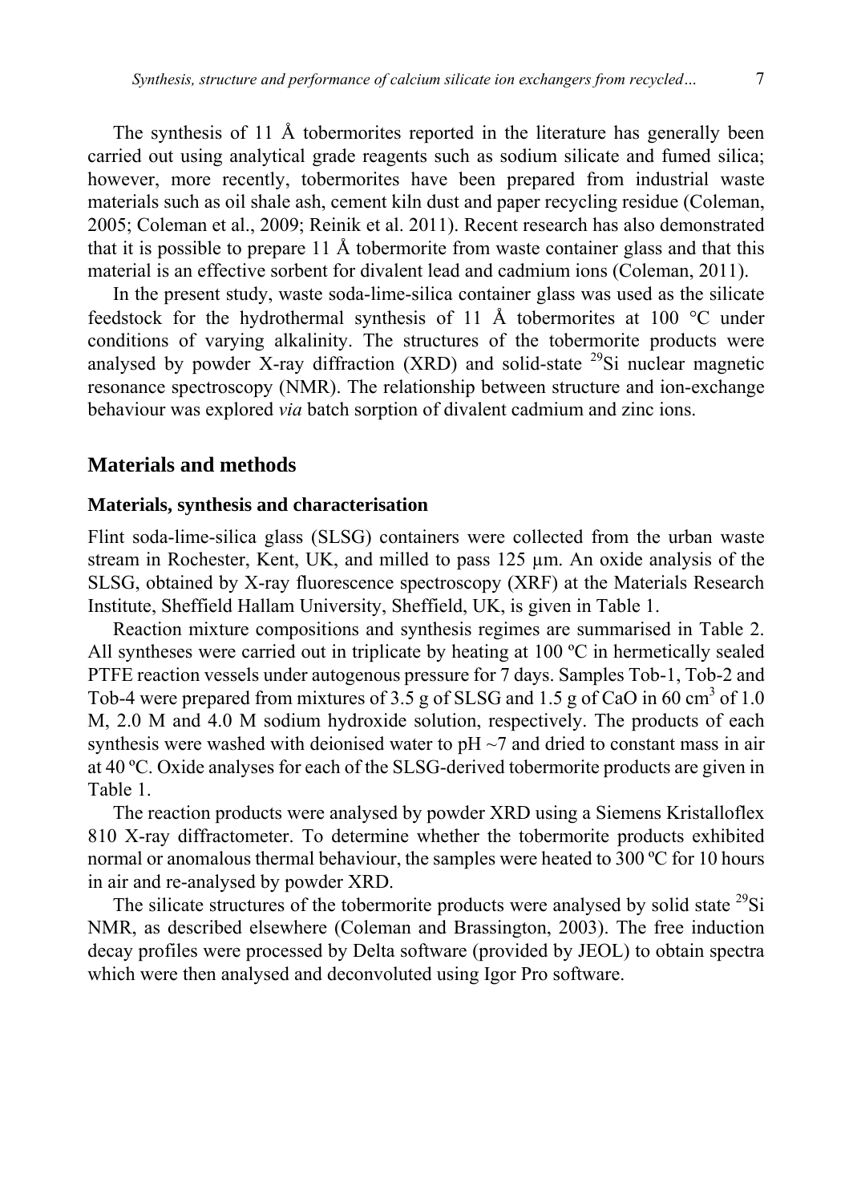The synthesis of 11 Å tobermorites reported in the literature has generally been carried out using analytical grade reagents such as sodium silicate and fumed silica; however, more recently, tobermorites have been prepared from industrial waste materials such as oil shale ash, cement kiln dust and paper recycling residue (Coleman, 2005; Coleman et al., 2009; Reinik et al. 2011). Recent research has also demonstrated that it is possible to prepare 11 Å tobermorite from waste container glass and that this material is an effective sorbent for divalent lead and cadmium ions (Coleman, 2011).

In the present study, waste soda-lime-silica container glass was used as the silicate feedstock for the hydrothermal synthesis of 11 Å tobermorites at 100 °C under conditions of varying alkalinity. The structures of the tobermorite products were analysed by powder X-ray diffraction (XRD) and solid-state $^{29}$Si nuclear magnetic resonance spectroscopy (NMR). The relationship between structure and ion-exchange behaviour was explored *via* batch sorption of divalent cadmium and zinc ions.

## Materials and methods

### Materials, synthesis and characterisation

Flint soda-lime-silica glass (SLSG) containers were collected from the urban waste stream in Rochester, Kent, UK, and milled to pass 125 μm. An oxide analysis of the SLSG, obtained by X-ray fluorescence spectroscopy (XRF) at the Materials Research Institute, Sheffield Hallam University, Sheffield, UK, is given in Table 1.

Reaction mixture compositions and synthesis regimes are summarised in Table 2. All syntheses were carried out in triplicate by heating at 100 ºC in hermetically sealed PTFE reaction vessels under autogenous pressure for 7 days. Samples Tob-1, Tob-2 and Tob-4 were prepared from mixtures of 3.5 g of SLSG and 1.5 g of CaO in 60 cm$^3$ of 1.0 M, 2.0 M and 4.0 M sodium hydroxide solution, respectively. The products of each synthesis were washed with deionised water to pH ~7 and dried to constant mass in air at 40 ºC. Oxide analyses for each of the SLSG-derived tobermorite products are given in Table 1.

The reaction products were analysed by powder XRD using a Siemens Kristalloflex 810 X-ray diffractometer. To determine whether the tobermorite products exhibited normal or anomalous thermal behaviour, the samples were heated to 300 ºC for 10 hours in air and re-analysed by powder XRD.

The silicate structures of the tobermorite products were analysed by solid state $^{29}$Si NMR, as described elsewhere (Coleman and Brassington, 2003). The free induction decay profiles were processed by Delta software (provided by JEOL) to obtain spectra which were then analysed and deconvoluted using Igor Pro software.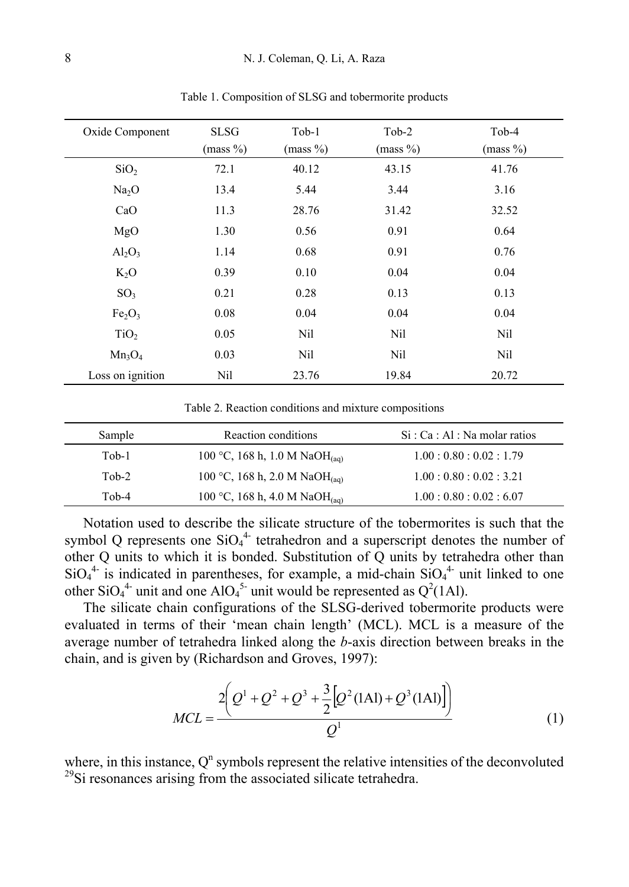Table 1. Composition of SLSG and tobermorite products

| Oxide Component | SLSG (mass %) | Tob-1 (mass %) | Tob-2 (mass %) | Tob-4 (mass %) |
|---|---|---|---|---|
| $SiO_2$ | 72.1 | 40.12 | 43.15 | 41.76 |
| $Na_2O$ | 13.4 | 5.44 | 3.44 | 3.16 |
| CaO | 11.3 | 28.76 | 31.42 | 32.52 |
| MgO | 1.30 | 0.56 | 0.91 | 0.64 |
| $Al_2O_3$ | 1.14 | 0.68 | 0.91 | 0.76 |
| $K_2O$ | 0.39 | 0.10 | 0.04 | 0.04 |
| $SO_3$ | 0.21 | 0.28 | 0.13 | 0.13 |
| $Fe_2O_3$ | 0.08 | 0.04 | 0.04 | 0.04 |
| $TiO_2$ | 0.05 | Nil | Nil | Nil |
| $Mn_3O_4$ | 0.03 | Nil | Nil | Nil |
| Loss on ignition | Nil | 23.76 | 19.84 | 20.72 |

Table 2. Reaction conditions and mixture compositions

| Sample | Reaction conditions | Si : Ca : Al : Na molar ratios |
|---|---|---|
| Tob-1 | 100 °C, 168 h, 1.0 M $NaOH_{(aq)}$ | 1.00 : 0.80 : 0.02 : 1.79 |
| Tob-2 | 100 °C, 168 h, 2.0 M $NaOH_{(aq)}$ | 1.00 : 0.80 : 0.02 : 3.21 |
| Tob-4 | 100 °C, 168 h, 4.0 M $NaOH_{(aq)}$ | 1.00 : 0.80 : 0.02 : 6.07 |

Notation used to describe the silicate structure of the tobermorites is such that the symbol Q represents one $SiO_4^{4-}$ tetrahedron and a superscript denotes the number of other Q units to which it is bonded. Substitution of Q units by tetrahedra other than $SiO_4^{4-}$ is indicated in parentheses, for example, a mid-chain $SiO_4^{4-}$ unit linked to one other $SiO_4^{4-}$ unit and one $AlO_4^{5-}$ unit would be represented as $Q^2(1Al)$.

The silicate chain configurations of the SLSG-derived tobermorite products were evaluated in terms of their 'mean chain length' (MCL). MCL is a measure of the average number of tetrahedra linked along the *b*-axis direction between breaks in the chain, and is given by (Richardson and Groves, 1997):

$$MCL = \frac{2\left(Q^1 + Q^2 + Q^3 + \frac{3}{2}\left[Q^2(1\text{Al}) + Q^3(1\text{Al})\right]\right)}{Q^1} \tag{1}$$

where, in this instance, $Q^n$ symbols represent the relative intensities of the deconvoluted $^{29}Si$ resonances arising from the associated silicate tetrahedra.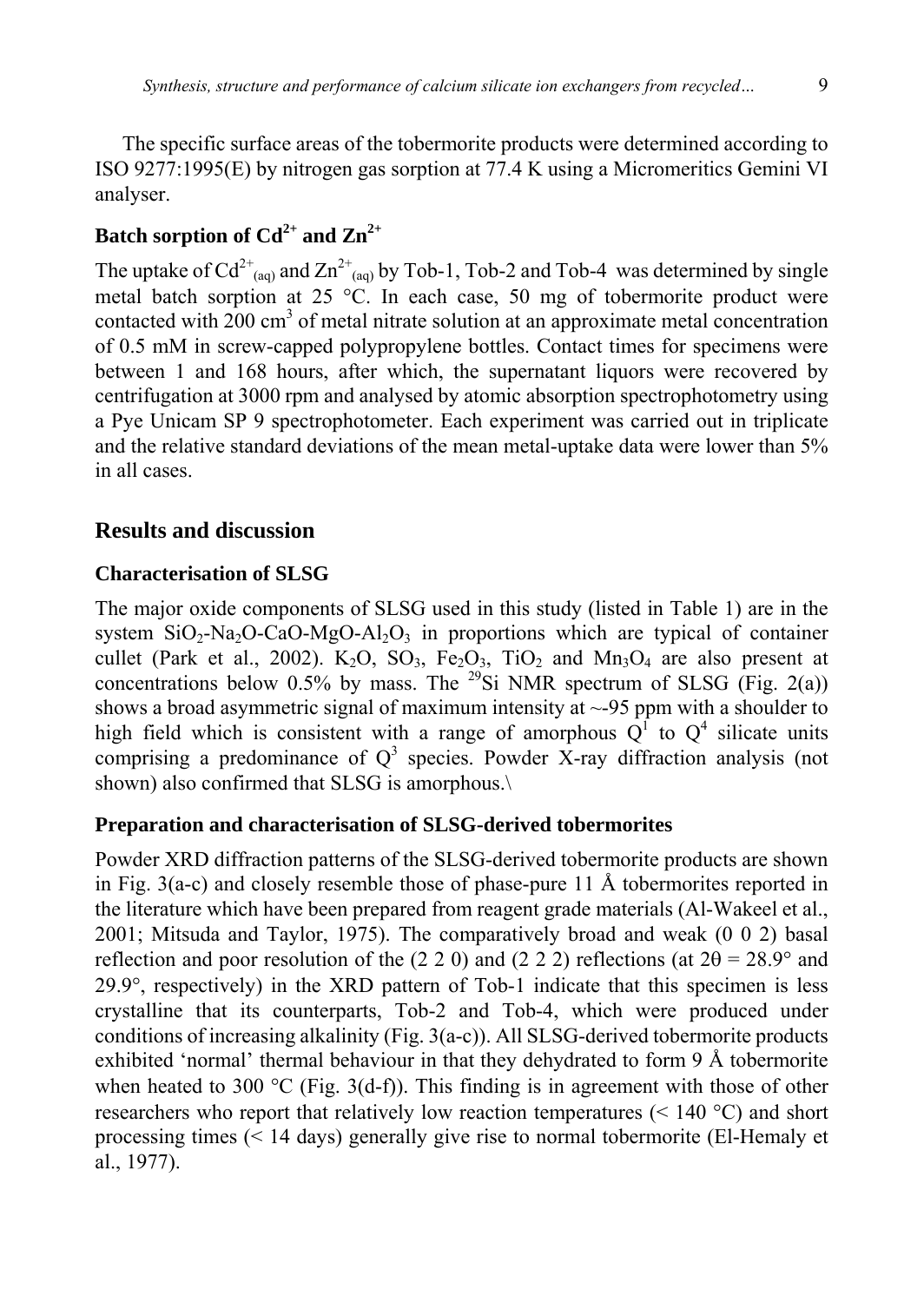The specific surface areas of the tobermorite products were determined according to ISO 9277:1995(E) by nitrogen gas sorption at 77.4 K using a Micromeritics Gemini VI analyser.

## Batch sorption of $Cd^{2+}$ and $Zn^{2+}$

The uptake of $Cd^{2+}_{(aq)}$ and $Zn^{2+}_{(aq)}$ by Tob-1, Tob-2 and Tob-4 was determined by single metal batch sorption at 25 °C. In each case, 50 mg of tobermorite product were contacted with 200 $cm^3$ of metal nitrate solution at an approximate metal concentration of 0.5 mM in screw-capped polypropylene bottles. Contact times for specimens were between 1 and 168 hours, after which, the supernatant liquors were recovered by centrifugation at 3000 rpm and analysed by atomic absorption spectrophotometry using a Pye Unicam SP 9 spectrophotometer. Each experiment was carried out in triplicate and the relative standard deviations of the mean metal-uptake data were lower than 5% in all cases.

# Results and discussion

### Characterisation of SLSG

The major oxide components of SLSG used in this study (listed in Table 1) are in the system $SiO_2$-$Na_2O$-$CaO$-$MgO$-$Al_2O_3$ in proportions which are typical of container cullet (Park et al., 2002). $K_2O$, $SO_3$, $Fe_2O_3$, $TiO_2$ and $Mn_3O_4$ are also present at concentrations below 0.5% by mass. The $^{29}Si$ NMR spectrum of SLSG (Fig. 2(a)) shows a broad asymmetric signal of maximum intensity at ~-95 ppm with a shoulder to high field which is consistent with a range of amorphous $Q^1$ to $Q^4$ silicate units comprising a predominance of $Q^3$ species. Powder X-ray diffraction analysis (not shown) also confirmed that SLSG is amorphous.\

### Preparation and characterisation of SLSG-derived tobermorites

Powder XRD diffraction patterns of the SLSG-derived tobermorite products are shown in Fig. 3(a-c) and closely resemble those of phase-pure 11 Å tobermorites reported in the literature which have been prepared from reagent grade materials (Al-Wakeel et al., 2001; Mitsuda and Taylor, 1975). The comparatively broad and weak (0 0 2) basal reflection and poor resolution of the (2 2 0) and (2 2 2) reflections (at $2\theta = 28.9°$ and 29.9°, respectively) in the XRD pattern of Tob-1 indicate that this specimen is less crystalline that its counterparts, Tob-2 and Tob-4, which were produced under conditions of increasing alkalinity (Fig. 3(a-c)). All SLSG-derived tobermorite products exhibited 'normal' thermal behaviour in that they dehydrated to form 9 Å tobermorite when heated to 300 °C (Fig. 3(d-f)). This finding is in agreement with those of other researchers who report that relatively low reaction temperatures (< 140 °C) and short processing times (< 14 days) generally give rise to normal tobermorite (El-Hemaly et al., 1977).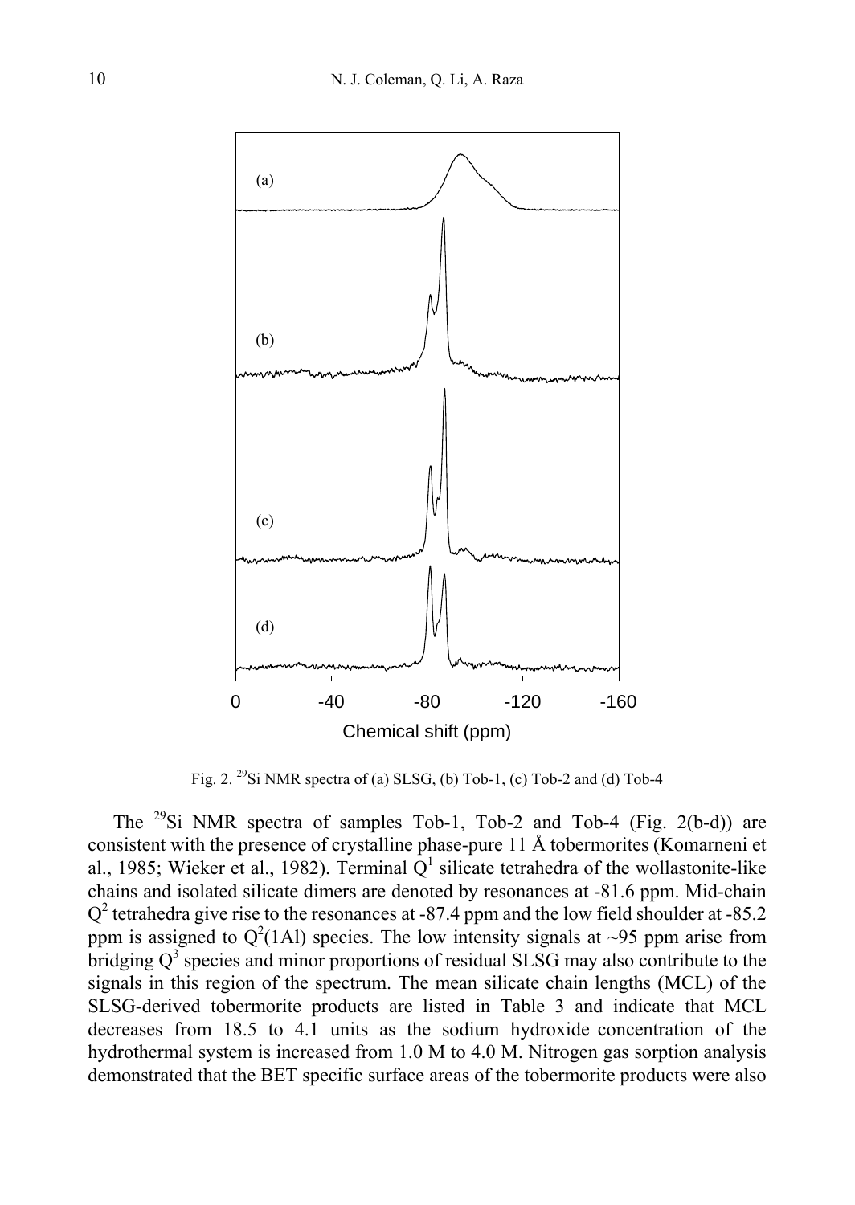Fig. 2. $^{29}Si$ NMR spectra of (a) SLSG, (b) Tob-1, (c) Tob-2 and (d) Tob-4

The $^{29}Si$ NMR spectra of samples Tob-1, Tob-2 and Tob-4 (Fig. 2(b-d)) are consistent with the presence of crystalline phase-pure 11 Å tobermorites (Komarneni et al., 1985; Wieker et al., 1982). Terminal $Q^1$ silicate tetrahedra of the wollastonite-like chains and isolated silicate dimers are denoted by resonances at -81.6 ppm. Mid-chain $Q^2$ tetrahedra give rise to the resonances at -87.4 ppm and the low field shoulder at -85.2 ppm is assigned to $Q^2$(1Al) species. The low intensity signals at ~95 ppm arise from bridging $Q^3$ species and minor proportions of residual SLSG may also contribute to the signals in this region of the spectrum. The mean silicate chain lengths (MCL) of the SLSG-derived tobermorite products are listed in Table 3 and indicate that MCL decreases from 18.5 to 4.1 units as the sodium hydroxide concentration of the hydrothermal system is increased from 1.0 M to 4.0 M. Nitrogen gas sorption analysis demonstrated that the BET specific surface areas of the tobermorite products were also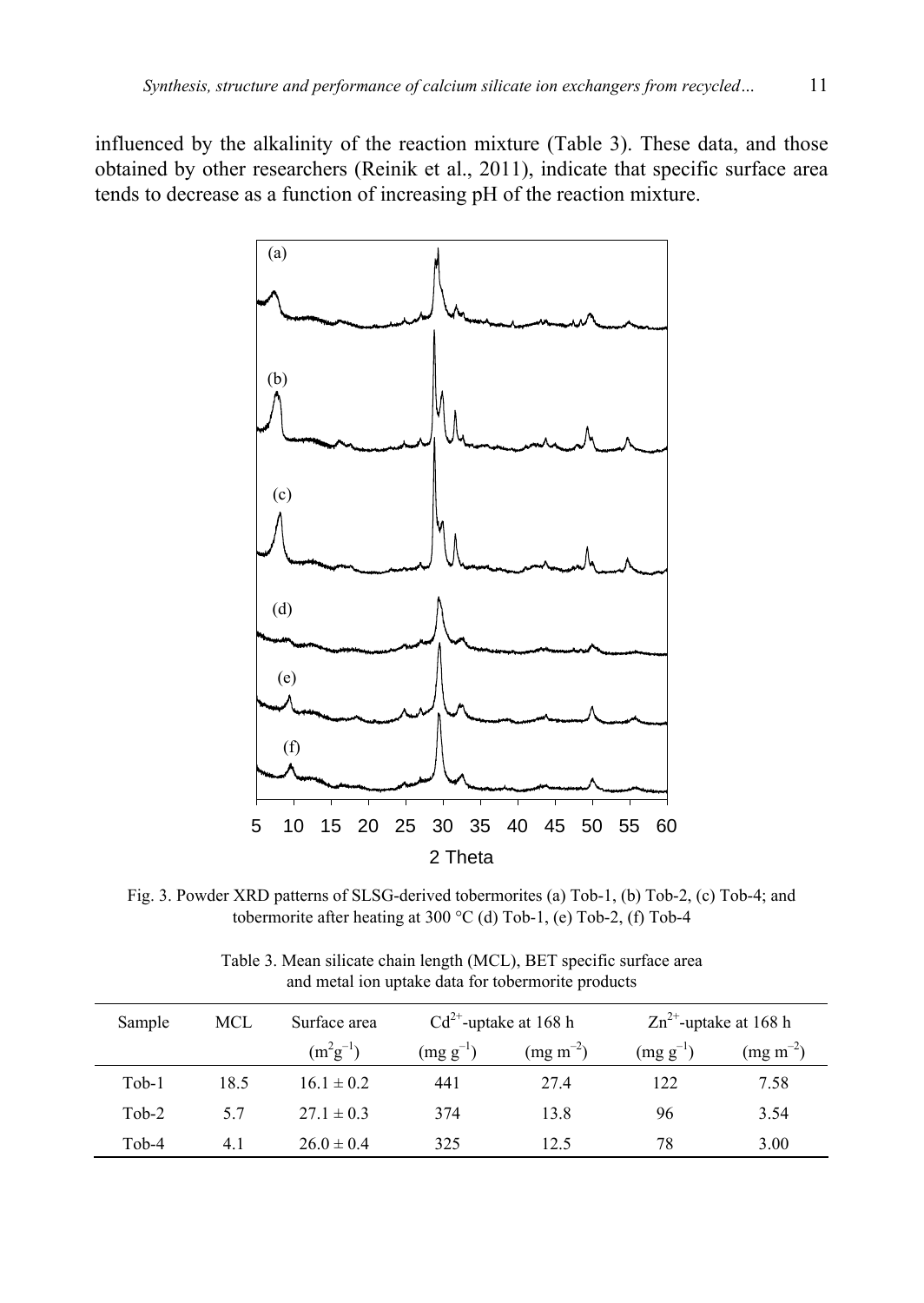influenced by the alkalinity of the reaction mixture (Table 3). These data, and those obtained by other researchers (Reinik et al., 2011), indicate that specific surface area tends to decrease as a function of increasing pH of the reaction mixture.

Fig. 3. Powder XRD patterns of SLSG-derived tobermorites (a) Tob-1, (b) Tob-2, (c) Tob-4; and tobermorite after heating at 300 °C (d) Tob-1, (e) Tob-2, (f) Tob-4

Table 3. Mean silicate chain length (MCL), BET specific surface area and metal ion uptake data for tobermorite products

| Sample | MCL | Surface area ($m^2 g^{-1}$) | $Cd^{2+}$-uptake at 168 h ($mg\ g^{-1}$) | $Cd^{2+}$-uptake at 168 h ($mg\ m^{-2}$) | $Zn^{2+}$-uptake at 168 h ($mg\ g^{-1}$) | $Zn^{2+}$-uptake at 168 h ($mg\ m^{-2}$) |
|---|---|---|---|---|---|---|
| Tob-1 | 18.5 | 16.1 ± 0.2 | 441 | 27.4 | 122 | 7.58 |
| Tob-2 | 5.7 | 27.1 ± 0.3 | 374 | 13.8 | 96 | 3.54 |
| Tob-4 | 4.1 | 26.0 ± 0.4 | 325 | 12.5 | 78 | 3.00 |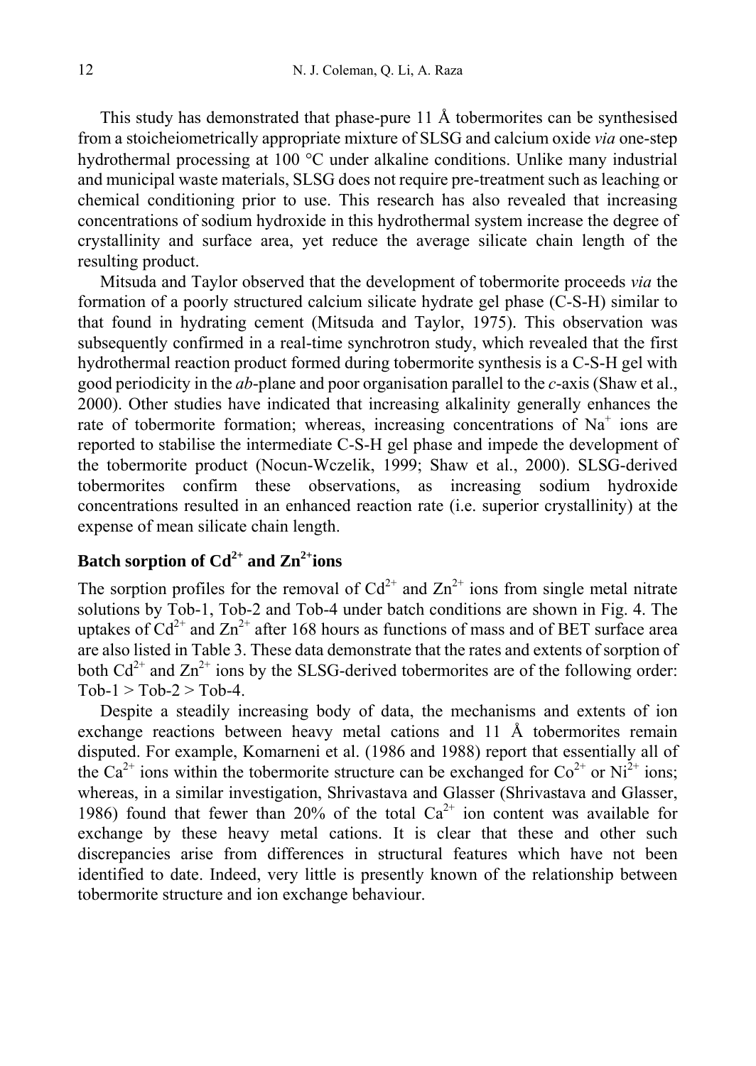This study has demonstrated that phase-pure 11 Å tobermorites can be synthesised from a stoicheiometrically appropriate mixture of SLSG and calcium oxide *via* one-step hydrothermal processing at 100 °C under alkaline conditions. Unlike many industrial and municipal waste materials, SLSG does not require pre-treatment such as leaching or chemical conditioning prior to use. This research has also revealed that increasing concentrations of sodium hydroxide in this hydrothermal system increase the degree of crystallinity and surface area, yet reduce the average silicate chain length of the resulting product.

Mitsuda and Taylor observed that the development of tobermorite proceeds *via* the formation of a poorly structured calcium silicate hydrate gel phase (C-S-H) similar to that found in hydrating cement (Mitsuda and Taylor, 1975). This observation was subsequently confirmed in a real-time synchrotron study, which revealed that the first hydrothermal reaction product formed during tobermorite synthesis is a C-S-H gel with good periodicity in the *ab*-plane and poor organisation parallel to the *c*-axis (Shaw et al., 2000). Other studies have indicated that increasing alkalinity generally enhances the rate of tobermorite formation; whereas, increasing concentrations of $Na^+$ ions are reported to stabilise the intermediate C-S-H gel phase and impede the development of the tobermorite product (Nocun-Wczelik, 1999; Shaw et al., 2000). SLSG-derived tobermorites confirm these observations, as increasing sodium hydroxide concentrations resulted in an enhanced reaction rate (i.e. superior crystallinity) at the expense of mean silicate chain length.

## Batch sorption of $Cd^{2+}$ and $Zn^{2+}$ ions

The sorption profiles for the removal of $Cd^{2+}$ and $Zn^{2+}$ ions from single metal nitrate solutions by Tob-1, Tob-2 and Tob-4 under batch conditions are shown in Fig. 4. The uptakes of $Cd^{2+}$ and $Zn^{2+}$ after 168 hours as functions of mass and of BET surface area are also listed in Table 3. These data demonstrate that the rates and extents of sorption of both $Cd^{2+}$ and $Zn^{2+}$ ions by the SLSG-derived tobermorites are of the following order: Tob-1 > Tob-2 > Tob-4.

Despite a steadily increasing body of data, the mechanisms and extents of ion exchange reactions between heavy metal cations and 11 Å tobermorites remain disputed. For example, Komarneni et al. (1986 and 1988) report that essentially all of the $Ca^{2+}$ ions within the tobermorite structure can be exchanged for $Co^{2+}$ or $Ni^{2+}$ ions; whereas, in a similar investigation, Shrivastava and Glasser (Shrivastava and Glasser, 1986) found that fewer than 20% of the total $Ca^{2+}$ ion content was available for exchange by these heavy metal cations. It is clear that these and other such discrepancies arise from differences in structural features which have not been identified to date. Indeed, very little is presently known of the relationship between tobermorite structure and ion exchange behaviour.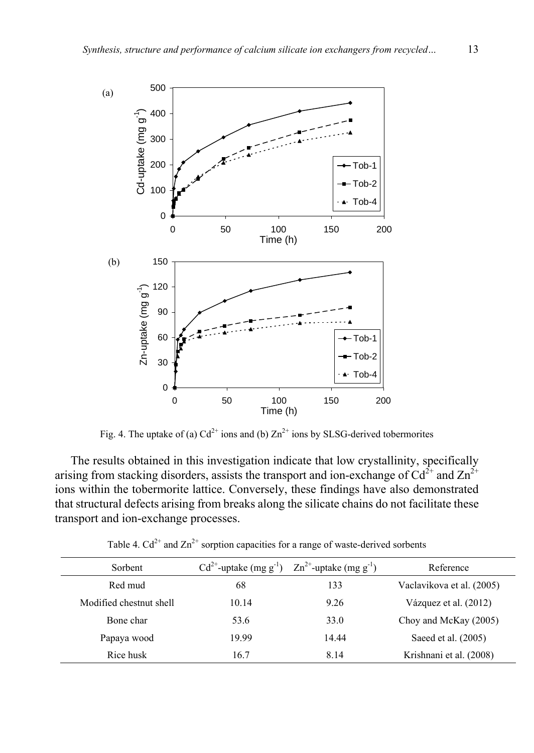Fig. 4. The uptake of (a) $Cd^{2+}$ ions and (b) $Zn^{2+}$ ions by SLSG-derived tobermorites

The results obtained in this investigation indicate that low crystallinity, specifically arising from stacking disorders, assists the transport and ion-exchange of $Cd^{2+}$ and $Zn^{2+}$ ions within the tobermorite lattice. Conversely, these findings have also demonstrated that structural defects arising from breaks along the silicate chains do not facilitate these transport and ion-exchange processes.

Table 4. $Cd^{2+}$ and $Zn^{2+}$ sorption capacities for a range of waste-derived sorbents

| Sorbent | $Cd^{2+}$-uptake (mg $g^{-1}$) | $Zn^{2+}$-uptake (mg $g^{-1}$) | Reference |
|---|---|---|---|
| Red mud | 68 | 133 | Vaclavikova et al. (2005) |
| Modified chestnut shell | 10.14 | 9.26 | Vázquez et al. (2012) |
| Bone char | 53.6 | 33.0 | Choy and McKay (2005) |
| Papaya wood | 19.99 | 14.44 | Saeed et al. (2005) |
| Rice husk | 16.7 | 8.14 | Krishnani et al. (2008) |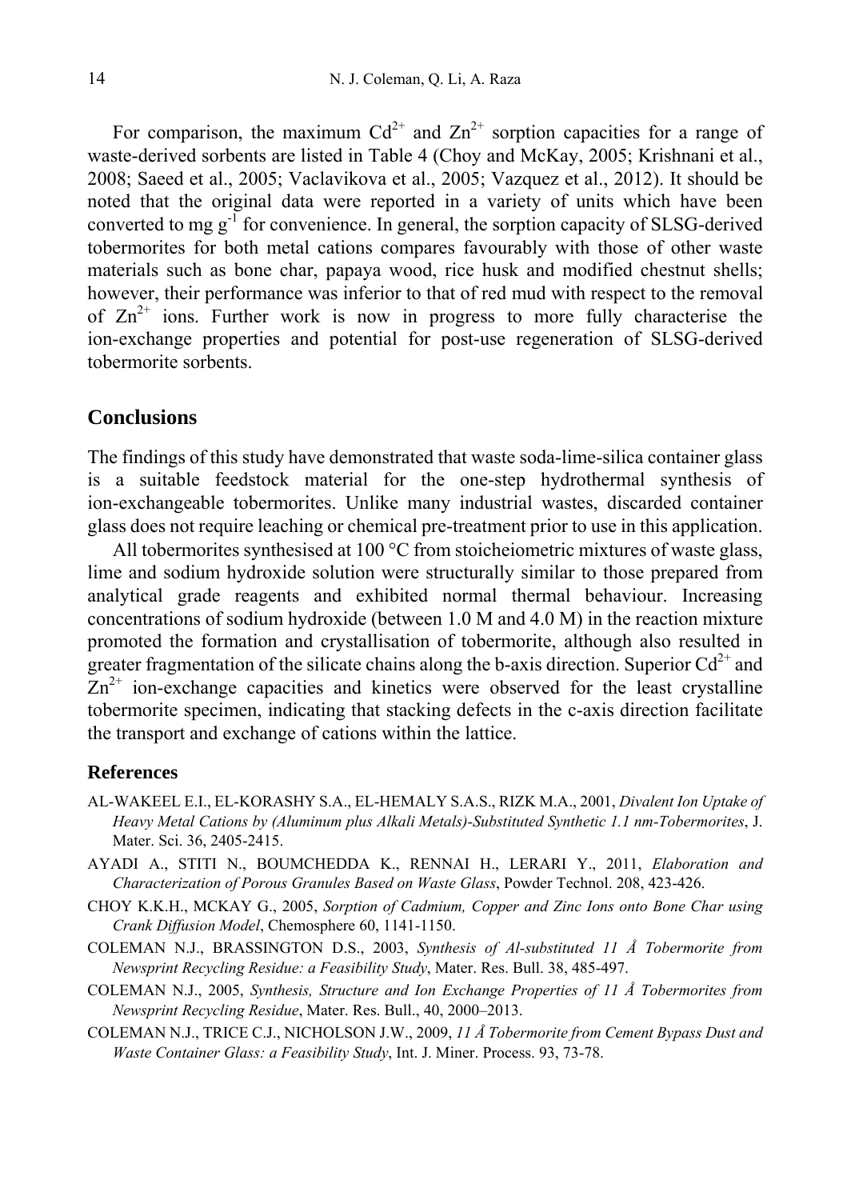For comparison, the maximum $Cd^{2+}$ and $Zn^{2+}$ sorption capacities for a range of waste-derived sorbents are listed in Table 4 (Choy and McKay, 2005; Krishnani et al., 2008; Saeed et al., 2005; Vaclavikova et al., 2005; Vazquez et al., 2012). It should be noted that the original data were reported in a variety of units which have been converted to mg $g^{-1}$ for convenience. In general, the sorption capacity of SLSG-derived tobermorites for both metal cations compares favourably with those of other waste materials such as bone char, papaya wood, rice husk and modified chestnut shells; however, their performance was inferior to that of red mud with respect to the removal of $Zn^{2+}$ ions. Further work is now in progress to more fully characterise the ion-exchange properties and potential for post-use regeneration of SLSG-derived tobermorite sorbents.

## Conclusions

The findings of this study have demonstrated that waste soda-lime-silica container glass is a suitable feedstock material for the one-step hydrothermal synthesis of ion-exchangeable tobermorites. Unlike many industrial wastes, discarded container glass does not require leaching or chemical pre-treatment prior to use in this application.

All tobermorites synthesised at 100 °C from stoicheiometric mixtures of waste glass, lime and sodium hydroxide solution were structurally similar to those prepared from analytical grade reagents and exhibited normal thermal behaviour. Increasing concentrations of sodium hydroxide (between 1.0 M and 4.0 M) in the reaction mixture promoted the formation and crystallisation of tobermorite, although also resulted in greater fragmentation of the silicate chains along the b-axis direction. Superior $Cd^{2+}$ and $Zn^{2+}$ ion-exchange capacities and kinetics were observed for the least crystalline tobermorite specimen, indicating that stacking defects in the c-axis direction facilitate the transport and exchange of cations within the lattice.

### References

AL-WAKEEL E.I., EL-KORASHY S.A., EL-HEMALY S.A.S., RIZK M.A., 2001, *Divalent Ion Uptake of Heavy Metal Cations by (Aluminum plus Alkali Metals)-Substituted Synthetic 1.1 nm-Tobermorites*, J. Mater. Sci. 36, 2405-2415.

AYADI A., STITI N., BOUMCHEDDA K., RENNAI H., LERARI Y., 2011, *Elaboration and Characterization of Porous Granules Based on Waste Glass*, Powder Technol. 208, 423-426.

CHOY K.K.H., MCKAY G., 2005, *Sorption of Cadmium, Copper and Zinc Ions onto Bone Char using Crank Diffusion Model*, Chemosphere 60, 1141-1150.

COLEMAN N.J., BRASSINGTON D.S., 2003, *Synthesis of Al-substituted 11 Å Tobermorite from Newsprint Recycling Residue: a Feasibility Study*, Mater. Res. Bull. 38, 485-497.

COLEMAN N.J., 2005, *Synthesis, Structure and Ion Exchange Properties of 11 Å Tobermorites from Newsprint Recycling Residue*, Mater. Res. Bull., 40, 2000–2013.

COLEMAN N.J., TRICE C.J., NICHOLSON J.W., 2009, *11 Å Tobermorite from Cement Bypass Dust and Waste Container Glass: a Feasibility Study*, Int. J. Miner. Process. 93, 73-78.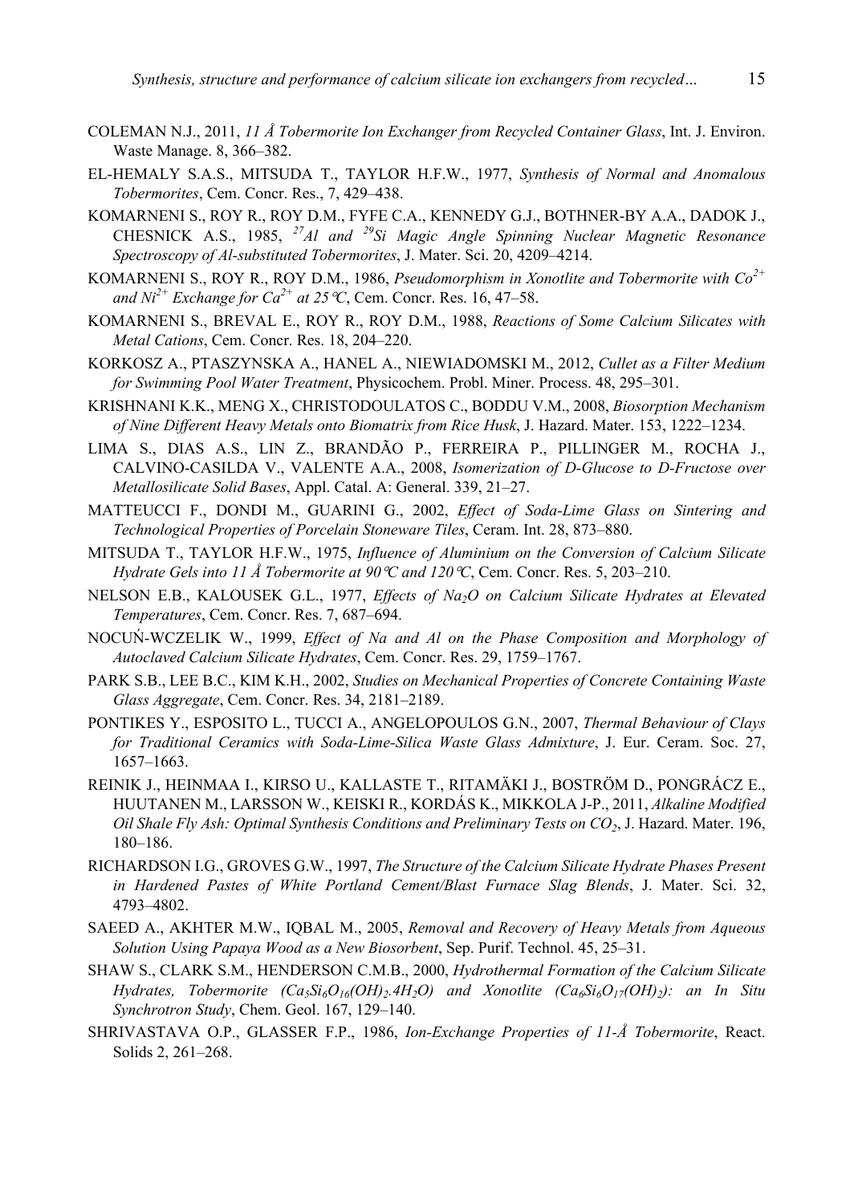COLEMAN N.J., 2011, *11 Å Tobermorite Ion Exchanger from Recycled Container Glass*, Int. J. Environ. Waste Manage. 8, 366–382.

EL-HEMALY S.A.S., MITSUDA T., TAYLOR H.F.W., 1977, *Synthesis of Normal and Anomalous Tobermorites*, Cem. Concr. Res., 7, 429–438.

KOMARNENI S., ROY R., ROY D.M., FYFE C.A., KENNEDY G.J., BOTHNER-BY A.A., DADOK J., CHESNICK A.S., 1985, *$^{27}Al$ and $^{29}Si$ Magic Angle Spinning Nuclear Magnetic Resonance Spectroscopy of Al-substituted Tobermorites*, J. Mater. Sci. 20, 4209–4214.

KOMARNENI S., ROY R., ROY D.M., 1986, *Pseudomorphism in Xonotlite and Tobermorite with $Co^{2+}$ and $Ni^{2+}$ Exchange for $Ca^{2+}$ at 25°C*, Cem. Concr. Res. 16, 47–58.

KOMARNENI S., BREVAL E., ROY R., ROY D.M., 1988, *Reactions of Some Calcium Silicates with Metal Cations*, Cem. Concr. Res. 18, 204–220.

KORKOSZ A., PTASZYNSKA A., HANEL A., NIEWIADOMSKI M., 2012, *Cullet as a Filter Medium for Swimming Pool Water Treatment*, Physicochem. Probl. Miner. Process. 48, 295–301.

KRISHNANI K.K., MENG X., CHRISTODOULATOS C., BODDU V.M., 2008, *Biosorption Mechanism of Nine Different Heavy Metals onto Biomatrix from Rice Husk*, J. Hazard. Mater. 153, 1222–1234.

LIMA S., DIAS A.S., LIN Z., BRANDÃO P., FERREIRA P., PILLINGER M., ROCHA J., CALVINO-CASILDA V., VALENTE A.A., 2008, *Isomerization of D-Glucose to D-Fructose over Metallosilicate Solid Bases*, Appl. Catal. A: General. 339, 21–27.

MATTEUCCI F., DONDI M., GUARINI G., 2002, *Effect of Soda-Lime Glass on Sintering and Technological Properties of Porcelain Stoneware Tiles*, Ceram. Int. 28, 873–880.

MITSUDA T., TAYLOR H.F.W., 1975, *Influence of Aluminium on the Conversion of Calcium Silicate Hydrate Gels into 11 Å Tobermorite at 90°C and 120°C*, Cem. Concr. Res. 5, 203–210.

NELSON E.B., KALOUSEK G.L., 1977, *Effects of $Na_2O$ on Calcium Silicate Hydrates at Elevated Temperatures*, Cem. Concr. Res. 7, 687–694.

NOCUŃ-WCZELIK W., 1999, *Effect of Na and Al on the Phase Composition and Morphology of Autoclaved Calcium Silicate Hydrates*, Cem. Concr. Res. 29, 1759–1767.

PARK S.B., LEE B.C., KIM K.H., 2002, *Studies on Mechanical Properties of Concrete Containing Waste Glass Aggregate*, Cem. Concr. Res. 34, 2181–2189.

PONTIKES Y., ESPOSITO L., TUCCI A., ANGELOPOULOS G.N., 2007, *Thermal Behaviour of Clays for Traditional Ceramics with Soda-Lime-Silica Waste Glass Admixture*, J. Eur. Ceram. Soc. 27, 1657–1663.

REINIK J., HEINMAA I., KIRSO U., KALLASTE T., RITAMÄKI J., BOSTRÖM D., PONGRÁCZ E., HUUTANEN M., LARSSON W., KEISKI R., KORDÁS K., MIKKOLA J-P., 2011, *Alkaline Modified Oil Shale Fly Ash: Optimal Synthesis Conditions and Preliminary Tests on $CO_2$*, J. Hazard. Mater. 196, 180–186.

RICHARDSON I.G., GROVES G.W., 1997, *The Structure of the Calcium Silicate Hydrate Phases Present in Hardened Pastes of White Portland Cement/Blast Furnace Slag Blends*, J. Mater. Sci. 32, 4793–4802.

SAEED A., AKHTER M.W., IQBAL M., 2005, *Removal and Recovery of Heavy Metals from Aqueous Solution Using Papaya Wood as a New Biosorbent*, Sep. Purif. Technol. 45, 25–31.

SHAW S., CLARK S.M., HENDERSON C.M.B., 2000, *Hydrothermal Formation of the Calcium Silicate Hydrates, Tobermorite ($Ca_5Si_6O_{16}(OH)_2.4H_2O$) and Xonotlite ($Ca_6Si_6O_{17}(OH)_2$): an In Situ Synchrotron Study*, Chem. Geol. 167, 129–140.

SHRIVASTAVA O.P., GLASSER F.P., 1986, *Ion-Exchange Properties of 11-Å Tobermorite*, React. Solids 2, 261–268.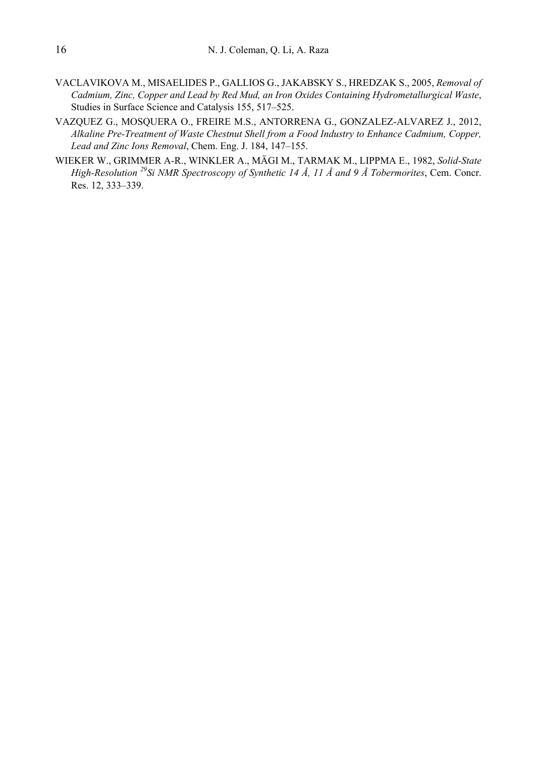VACLAVIKOVA M., MISAELIDES P., GALLIOS G., JAKABSKY S., HREDZAK S., 2005, *Removal of Cadmium, Zinc, Copper and Lead by Red Mud, an Iron Oxides Containing Hydrometallurgical Waste*, Studies in Surface Science and Catalysis 155, 517–525.

VAZQUEZ G., MOSQUERA O., FREIRE M.S., ANTORRENA G., GONZALEZ-ALVAREZ J., 2012, *Alkaline Pre-Treatment of Waste Chestnut Shell from a Food Industry to Enhance Cadmium, Copper, Lead and Zinc Ions Removal*, Chem. Eng. J. 184, 147–155.

WIEKER W., GRIMMER A-R., WINKLER A., MÄGI M., TARMAK M., LIPPMA E., 1982, *Solid-State High-Resolution $^{29}Si$ NMR Spectroscopy of Synthetic 14 Å, 11 Å and 9 Å Tobermorites*, Cem. Concr. Res. 12, 333–339.